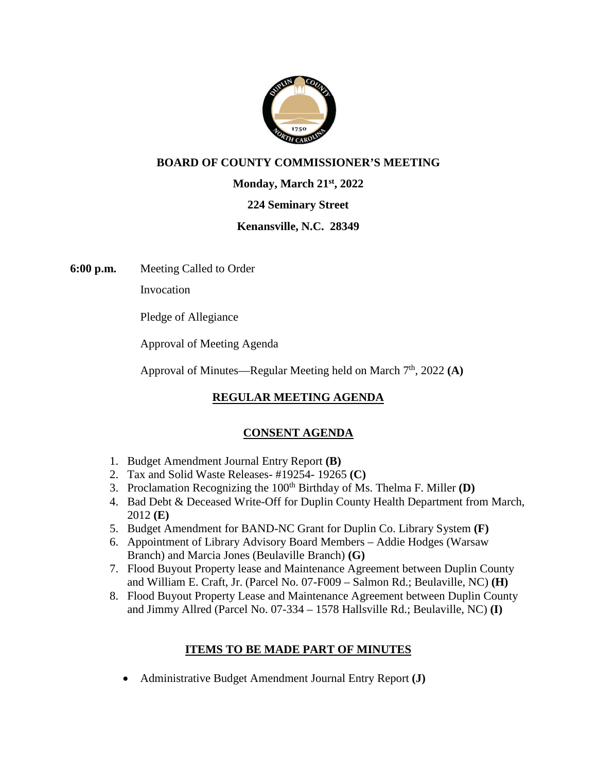# BOARD OF COUNTY COMMISSIONER'S MEETING

**Monday, March 21st, 2022**

**224 Seminary Street**

**Kenansville, N.C. 28349**

**6:00 p.m.** Meeting Called to Order

Invocation

Pledge of Allegiance

Approval of Meeting Agenda

Approval of Minutes—Regular Meeting held on March 7th, 2022 **(A)**

## REGULAR MEETING AGENDA

## CONSENT AGENDA

1. Budget Amendment Journal Entry Report **(B)**
2. Tax and Solid Waste Releases- #19254- 19265 **(C)**
3. Proclamation Recognizing the 100th Birthday of Ms. Thelma F. Miller **(D)**
4. Bad Debt & Deceased Write-Off for Duplin County Health Department from March, 2012 **(E)**
5. Budget Amendment for BAND-NC Grant for Duplin Co. Library System **(F)**
6. Appointment of Library Advisory Board Members – Addie Hodges (Warsaw Branch) and Marcia Jones (Beulaville Branch) **(G)**
7. Flood Buyout Property lease and Maintenance Agreement between Duplin County and William E. Craft, Jr. (Parcel No. 07-F009 – Salmon Rd.; Beulaville, NC) **(H)**
8. Flood Buyout Property Lease and Maintenance Agreement between Duplin County and Jimmy Allred (Parcel No. 07-334 – 1578 Hallsville Rd.; Beulaville, NC) **(I)**

## ITEMS TO BE MADE PART OF MINUTES

- Administrative Budget Amendment Journal Entry Report **(J)**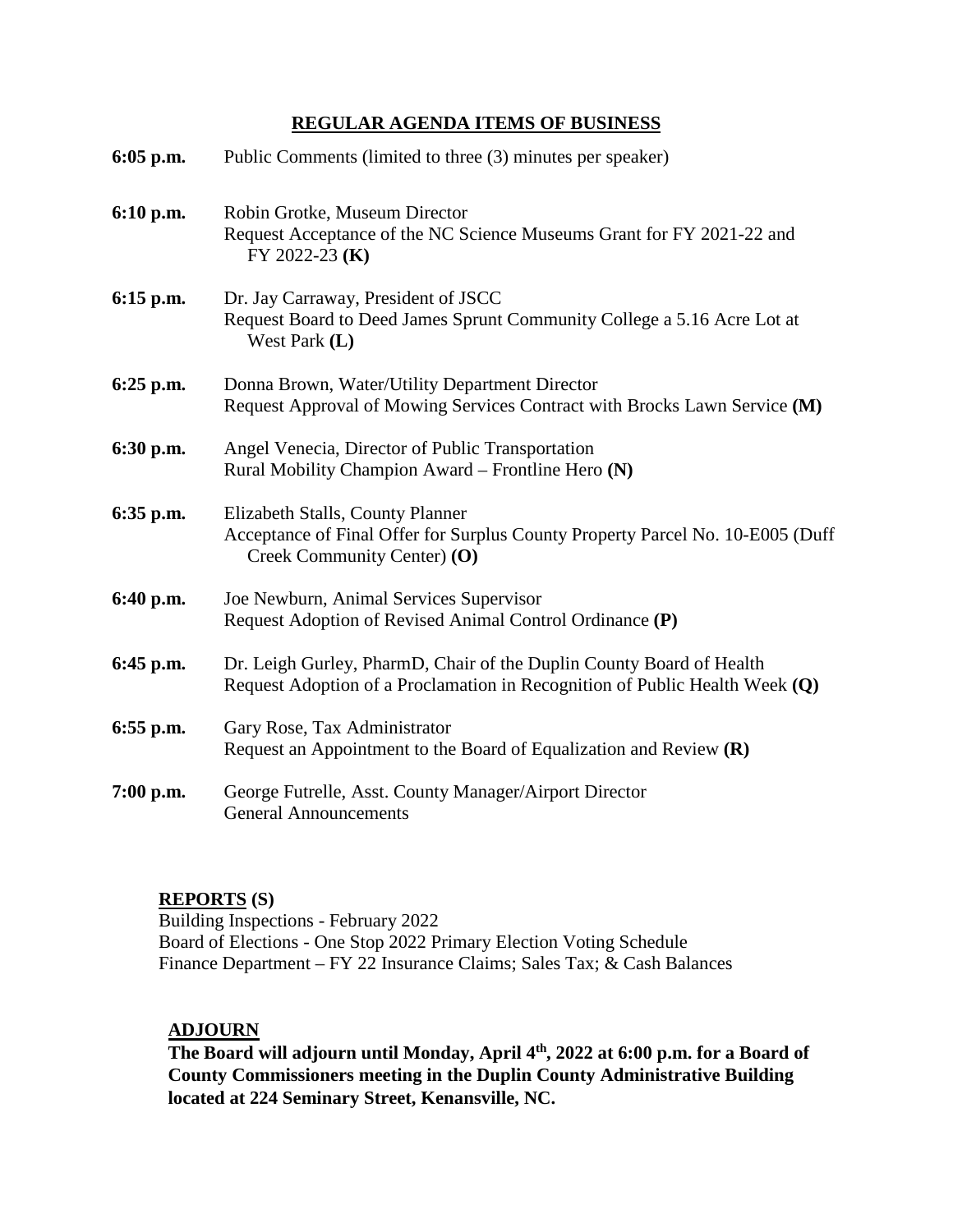## REGULAR AGENDA ITEMS OF BUSINESS

**6:05 p.m.** Public Comments (limited to three (3) minutes per speaker)

**6:10 p.m.** Robin Grotke, Museum Director
Request Acceptance of the NC Science Museums Grant for FY 2021-22 and FY 2022-23 **(K)**

**6:15 p.m.** Dr. Jay Carraway, President of JSCC
Request Board to Deed James Sprunt Community College a 5.16 Acre Lot at West Park **(L)**

**6:25 p.m.** Donna Brown, Water/Utility Department Director
Request Approval of Mowing Services Contract with Brocks Lawn Service **(M)**

**6:30 p.m.** Angel Venecia, Director of Public Transportation
Rural Mobility Champion Award – Frontline Hero **(N)**

**6:35 p.m.** Elizabeth Stalls, County Planner
Acceptance of Final Offer for Surplus County Property Parcel No. 10-E005 (Duff Creek Community Center) **(O)**

**6:40 p.m.** Joe Newburn, Animal Services Supervisor
Request Adoption of Revised Animal Control Ordinance **(P)**

**6:45 p.m.** Dr. Leigh Gurley, PharmD, Chair of the Duplin County Board of Health
Request Adoption of a Proclamation in Recognition of Public Health Week **(Q)**

**6:55 p.m.** Gary Rose, Tax Administrator
Request an Appointment to the Board of Equalization and Review **(R)**

**7:00 p.m.** George Futrelle, Asst. County Manager/Airport Director
General Announcements

**REPORTS (S)**
Building Inspections - February 2022
Board of Elections - One Stop 2022 Primary Election Voting Schedule
Finance Department – FY 22 Insurance Claims; Sales Tax; & Cash Balances

**ADJOURN**
**The Board will adjourn until Monday, April 4th, 2022 at 6:00 p.m. for a Board of County Commissioners meeting in the Duplin County Administrative Building located at 224 Seminary Street, Kenansville, NC.**